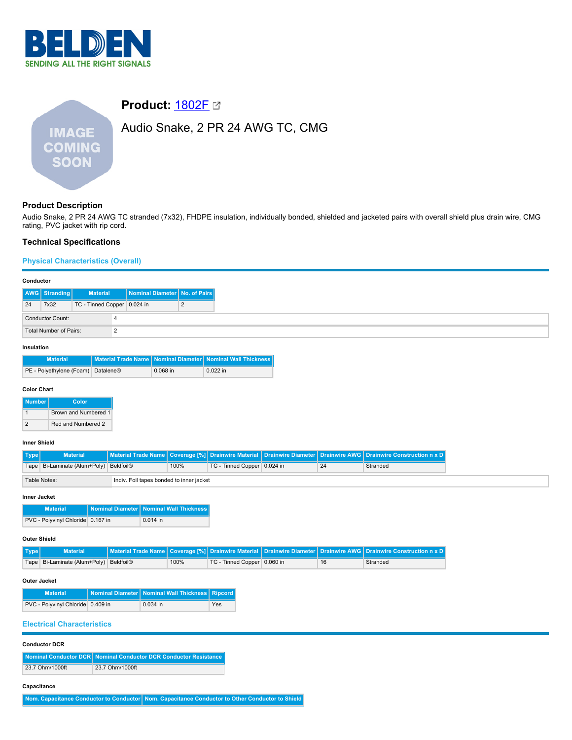# Product: 1802F

## Audio Snake, 2 PR 24 AWG TC, CMG

### Product Description

Audio Snake, 2 PR 24 AWG TC stranded (7x32), FHDPE insulation, individually bonded, shielded and jacketed pairs with overall shield plus drain wire, CMG rating, PVC jacket with rip cord.

### Technical Specifications

#### Physical Characteristics (Overall)

**Conductor**

| AWG | Stranding | Material | Nominal Diameter | No. of Pairs |
|---|---|---|---|---|
| 24 | 7x32 | TC - Tinned Copper | 0.024 in | 2 |

| | |
|---|---|
| Conductor Count: | 4 |
| Total Number of Pairs: | 2 |

**Insulation**

| Material | Material Trade Name | Nominal Diameter | Nominal Wall Thickness |
|---|---|---|---|
| PE - Polyethylene (Foam) | Datalene® | 0.068 in | 0.022 in |

**Color Chart**

| Number | Color |
|---|---|
| 1 | Brown and Numbered 1 |
| 2 | Red and Numbered 2 |

**Inner Shield**

| Type | Material | Material Trade Name | Coverage [%] | Drainwire Material | Drainwire Diameter | Drainwire AWG | Drainwire Construction n x D |
|---|---|---|---|---|---|---|---|
| Tape | Bi-Laminate (Alum+Poly) | Beldfoil® | 100% | TC - Tinned Copper | 0.024 in | 24 | Stranded |

| | |
|---|---|
| Table Notes: | Indiv. Foil tapes bonded to inner jacket |

**Inner Jacket**

| Material | Nominal Diameter | Nominal Wall Thickness |
|---|---|---|
| PVC - Polyvinyl Chloride | 0.167 in | 0.014 in |

**Outer Shield**

| Type | Material | Material Trade Name | Coverage [%] | Drainwire Material | Drainwire Diameter | Drainwire AWG | Drainwire Construction n x D |
|---|---|---|---|---|---|---|---|
| Tape | Bi-Laminate (Alum+Poly) | Beldfoil® | 100% | TC - Tinned Copper | 0.060 in | 16 | Stranded |

**Outer Jacket**

| Material | Nominal Diameter | Nominal Wall Thickness | Ripcord |
|---|---|---|---|
| PVC - Polyvinyl Chloride | 0.409 in | 0.034 in | Yes |

#### Electrical Characteristics

**Conductor DCR**

| Nominal Conductor DCR | Nominal Conductor DCR Conductor Resistance |
|---|---|
| 23.7 Ohm/1000ft | 23.7 Ohm/1000ft |

**Capacitance**

| Nom. Capacitance Conductor to Conductor | Nom. Capacitance Conductor to Other Conductor to Shield |
|---|---|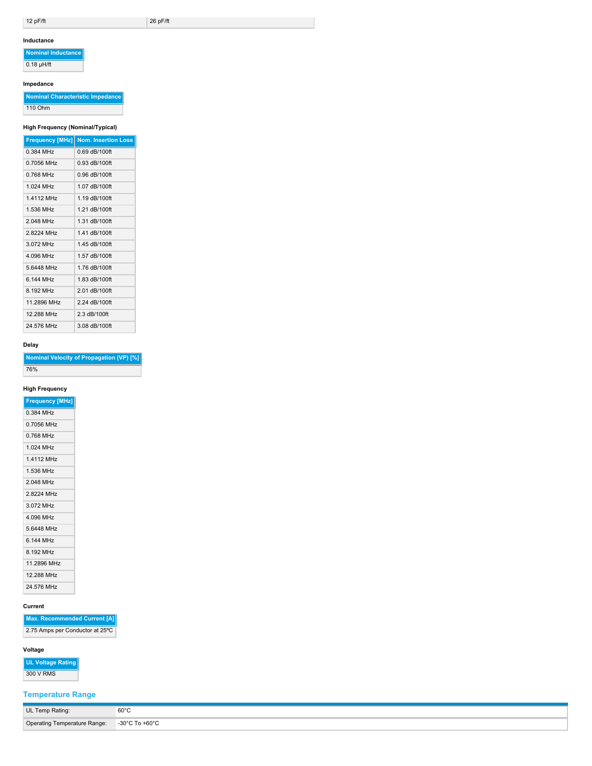| 12 pF/ft | 26 pF/ft |
|---|---|

#### Inductance

| Nominal Inductance |
|---|
| 0.18 µH/ft |

#### Impedance

| Nominal Characteristic Impedance |
|---|
| 110 Ohm |

#### High Frequency (Nominal/Typical)

| Frequency [MHz] | Nom. Insertion Loss |
|---|---|
| 0.384 MHz | 0.69 dB/100ft |
| 0.7056 MHz | 0.93 dB/100ft |
| 0.768 MHz | 0.96 dB/100ft |
| 1.024 MHz | 1.07 dB/100ft |
| 1.4112 MHz | 1.19 dB/100ft |
| 1.536 MHz | 1.21 dB/100ft |
| 2.048 MHz | 1.31 dB/100ft |
| 2.8224 MHz | 1.41 dB/100ft |
| 3.072 MHz | 1.45 dB/100ft |
| 4.096 MHz | 1.57 dB/100ft |
| 5.6448 MHz | 1.76 dB/100ft |
| 6.144 MHz | 1.83 dB/100ft |
| 8.192 MHz | 2.01 dB/100ft |
| 11.2896 MHz | 2.24 dB/100ft |
| 12.288 MHz | 2.3 dB/100ft |
| 24.576 MHz | 3.08 dB/100ft |

#### Delay

| Nominal Velocity of Propagation (VP) [%] |
|---|
| 76% |

#### High Frequency

| Frequency [MHz] |
|---|
| 0.384 MHz |
| 0.7056 MHz |
| 0.768 MHz |
| 1.024 MHz |
| 1.4112 MHz |
| 1.536 MHz |
| 2.048 MHz |
| 2.8224 MHz |
| 3.072 MHz |
| 4.096 MHz |
| 5.6448 MHz |
| 6.144 MHz |
| 8.192 MHz |
| 11.2896 MHz |
| 12.288 MHz |
| 24.576 MHz |

#### Current

| Max. Recommended Current [A] |
|---|
| 2.75 Amps per Conductor at 25ºC |

#### Voltage

| UL Voltage Rating |
|---|
| 300 V RMS |

## Temperature Range

| | |
|---|---|
| UL Temp Rating: | 60°C |
| Operating Temperature Range: | -30°C To +60°C |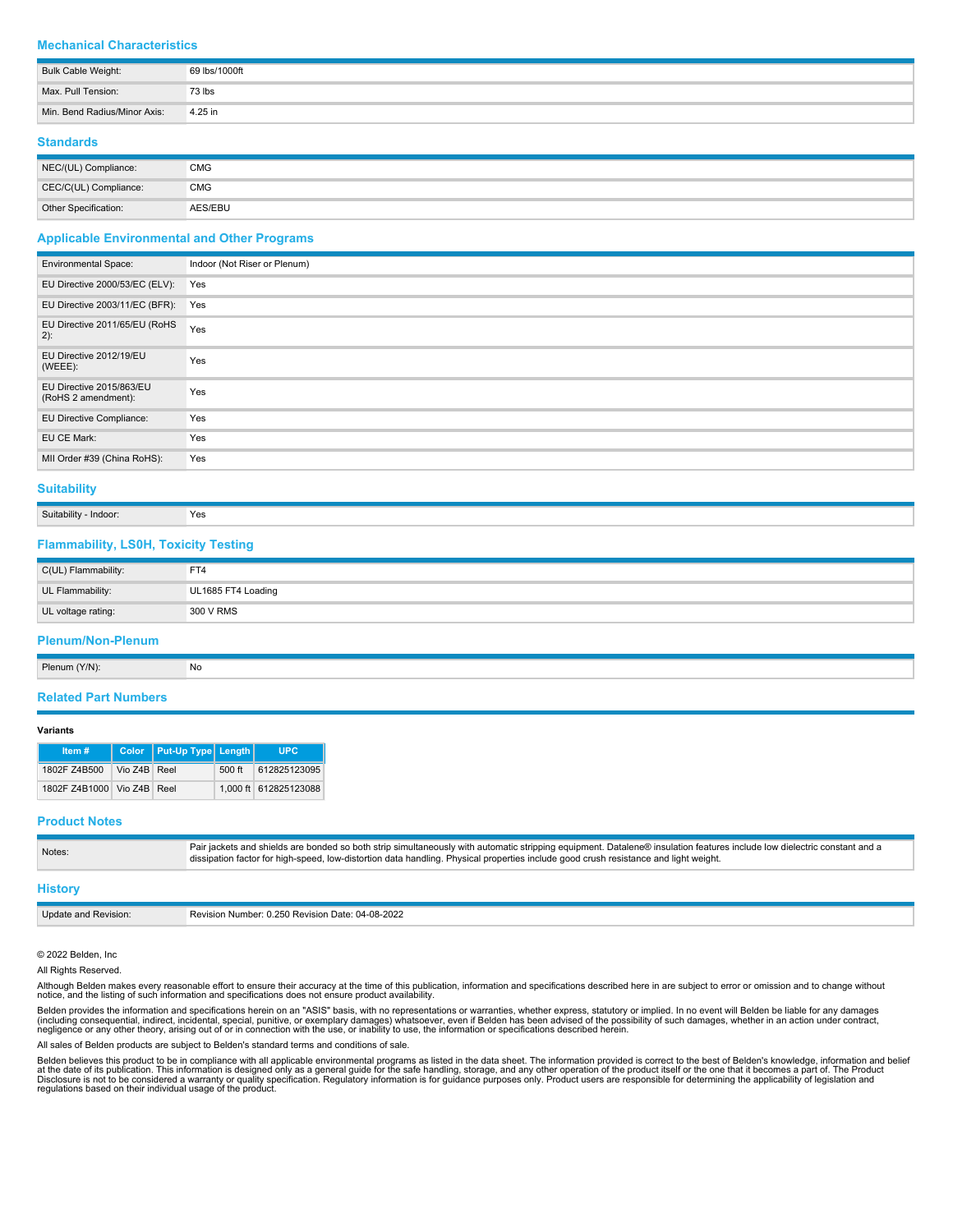## Mechanical Characteristics

| | |
|---|---|
| Bulk Cable Weight: | 69 lbs/1000ft |
| Max. Pull Tension: | 73 lbs |
| Min. Bend Radius/Minor Axis: | 4.25 in |

## Standards

| | |
|---|---|
| NEC/(UL) Compliance: | CMG |
| CEC/C(UL) Compliance: | CMG |
| Other Specification: | AES/EBU |

## Applicable Environmental and Other Programs

| | |
|---|---|
| Environmental Space: | Indoor (Not Riser or Plenum) |
| EU Directive 2000/53/EC (ELV): | Yes |
| EU Directive 2003/11/EC (BFR): | Yes |
| EU Directive 2011/65/EU (RoHS 2): | Yes |
| EU Directive 2012/19/EU (WEEE): | Yes |
| EU Directive 2015/863/EU (RoHS 2 amendment): | Yes |
| EU Directive Compliance: | Yes |
| EU CE Mark: | Yes |
| MII Order #39 (China RoHS): | Yes |

## Suitability

| | |
|---|---|
| Suitability - Indoor: | Yes |

## Flammability, LS0H, Toxicity Testing

| | |
|---|---|
| C(UL) Flammability: | FT4 |
| UL Flammability: | UL1685 FT4 Loading |
| UL voltage rating: | 300 V RMS |

## Plenum/Non-Plenum

| | |
|---|---|
| Plenum (Y/N): | No |

## Related Part Numbers

**Variants**

| Item # | Color | Put-Up Type | Length | UPC |
|---|---|---|---|---|
| 1802F Z4B500 | Vio Z4B | Reel | 500 ft | 612825123095 |
| 1802F Z4B1000 | Vio Z4B | Reel | 1,000 ft | 612825123088 |

## Product Notes

| | |
|---|---|
| Notes: | Pair jackets and shields are bonded so both strip simultaneously with automatic stripping equipment. Datalene® insulation features include low dielectric constant and a dissipation factor for high-speed, low-distortion data handling. Physical properties include good crush resistance and light weight. |

## History

| | |
|---|---|
| Update and Revision: | Revision Number: 0.250 Revision Date: 04-08-2022 |

© 2022 Belden, Inc

All Rights Reserved.

Although Belden makes every reasonable effort to ensure their accuracy at the time of this publication, information and specifications described here in are subject to error or omission and to change without notice, and the listing of such information and specifications does not ensure product availability.

Belden provides the information and specifications herein on an "ASIS" basis, with no representations or warranties, whether express, statutory or implied. In no event will Belden be liable for any damages (including consequential, indirect, incidental, special, punitive, or exemplary damages) whatsoever, even if Belden has been advised of the possibility of such damages, whether in an action under contract, negligence or any other theory, arising out of or in connection with the use, or inability to use, the information or specifications described herein.

All sales of Belden products are subject to Belden's standard terms and conditions of sale.

Belden believes this product to be in compliance with all applicable environmental programs as listed in the data sheet. The information provided is correct to the best of Belden's knowledge, information and belief at the date of its publication. This information is designed only as a general guide for the safe handling, storage, and any other operation of the product itself or the one that it becomes a part of. The Product Disclosure is not to be considered a warranty or quality specification. Regulatory information is for guidance purposes only. Product users are responsible for determining the applicability of legislation and regulations based on their individual usage of the product.